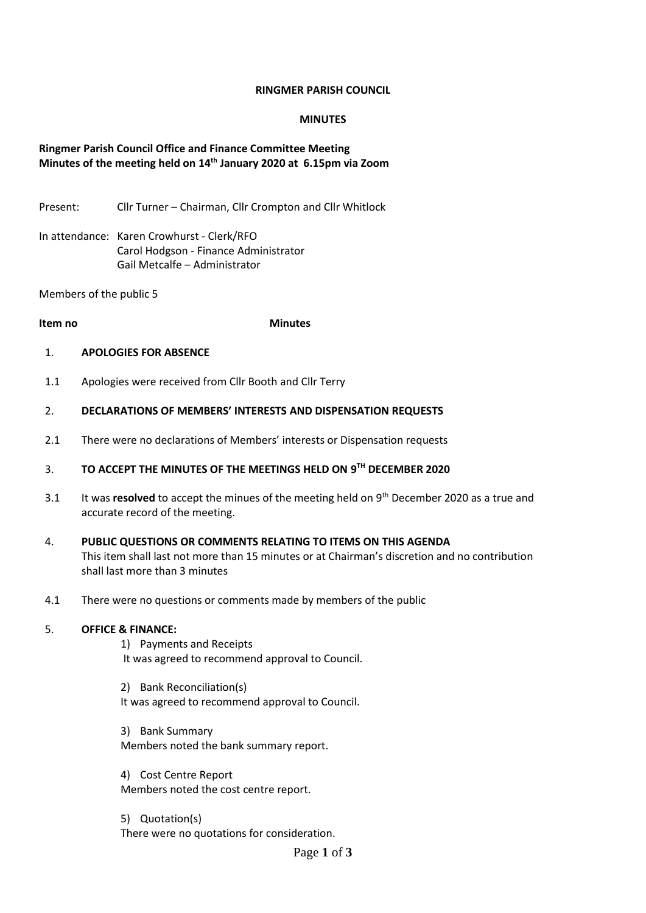**RINGMER PARISH COUNCIL**

**MINUTES**

**Ringmer Parish Council Office and Finance Committee Meeting**
**Minutes of the meeting held on 14th January 2020 at 6.15pm via Zoom**

Present: Cllr Turner – Chairman, Cllr Crompton and Cllr Whitlock

In attendance: Karen Crowhurst - Clerk/RFO
Carol Hodgson - Finance Administrator
Gail Metcalfe – Administrator

Members of the public 5

**Item no** **Minutes**

1. **APOLOGIES FOR ABSENCE**

1.1 Apologies were received from Cllr Booth and Cllr Terry

2. **DECLARATIONS OF MEMBERS' INTERESTS AND DISPENSATION REQUESTS**

2.1 There were no declarations of Members' interests or Dispensation requests

3. **TO ACCEPT THE MINUTES OF THE MEETINGS HELD ON 9TH DECEMBER 2020**

3.1 It was **resolved** to accept the minues of the meeting held on 9th December 2020 as a true and accurate record of the meeting.

4. **PUBLIC QUESTIONS OR COMMENTS RELATING TO ITEMS ON THIS AGENDA**
This item shall last not more than 15 minutes or at Chairman's discretion and no contribution shall last more than 3 minutes

4.1 There were no questions or comments made by members of the public

5. **OFFICE & FINANCE:**

1) Payments and Receipts
It was agreed to recommend approval to Council.

2) Bank Reconciliation(s)
It was agreed to recommend approval to Council.

3) Bank Summary
Members noted the bank summary report.

4) Cost Centre Report
Members noted the cost centre report.

5) Quotation(s)
There were no quotations for consideration.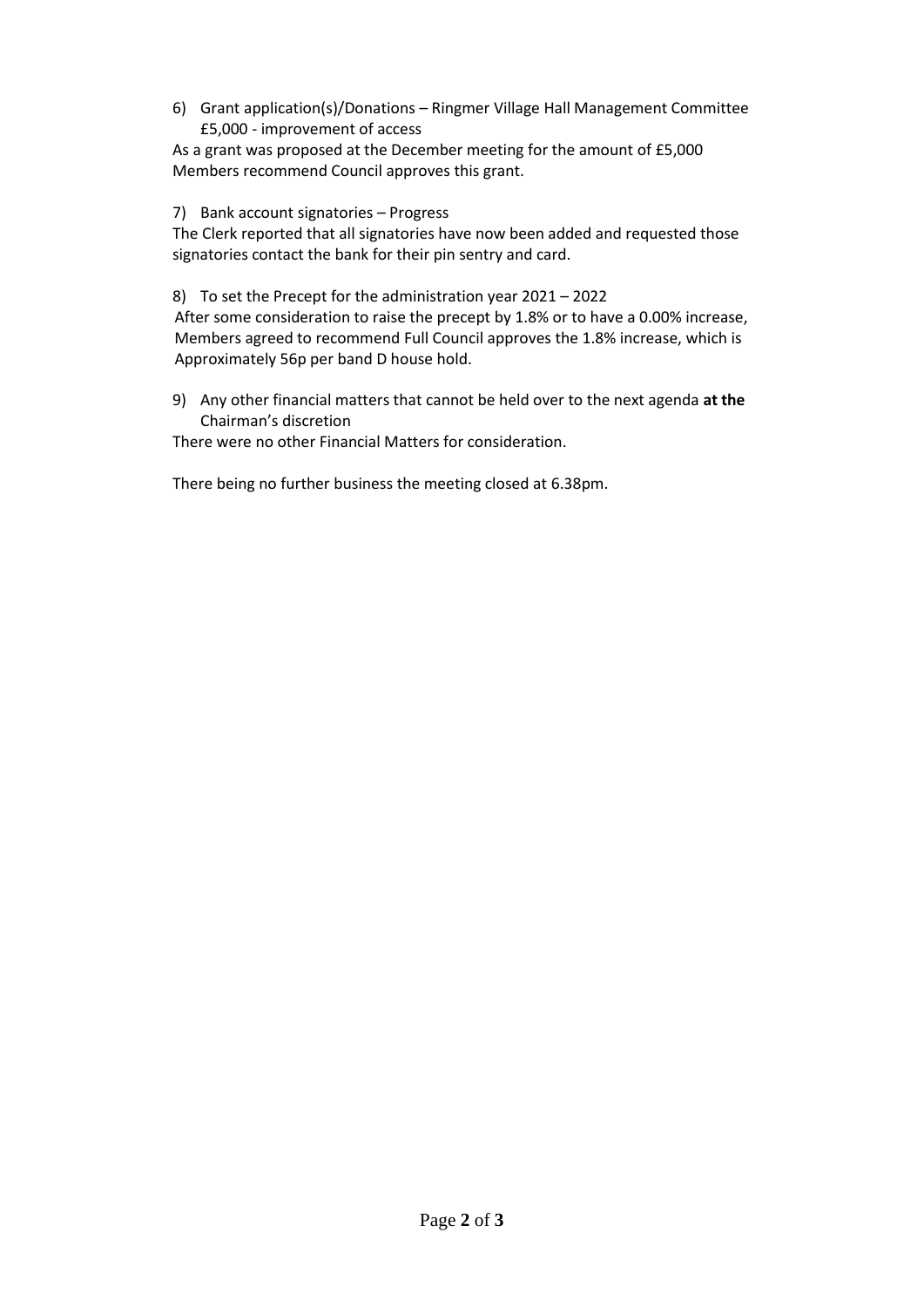6) Grant application(s)/Donations – Ringmer Village Hall Management Committee £5,000 - improvement of access

As a grant was proposed at the December meeting for the amount of £5,000 Members recommend Council approves this grant.

7) Bank account signatories – Progress

The Clerk reported that all signatories have now been added and requested those signatories contact the bank for their pin sentry and card.

8) To set the Precept for the administration year 2021 – 2022

After some consideration to raise the precept by 1.8% or to have a 0.00% increase, Members agreed to recommend Full Council approves the 1.8% increase, which is Approximately 56p per band D house hold.

9) Any other financial matters that cannot be held over to the next agenda **at the** Chairman's discretion

There were no other Financial Matters for consideration.

There being no further business the meeting closed at 6.38pm.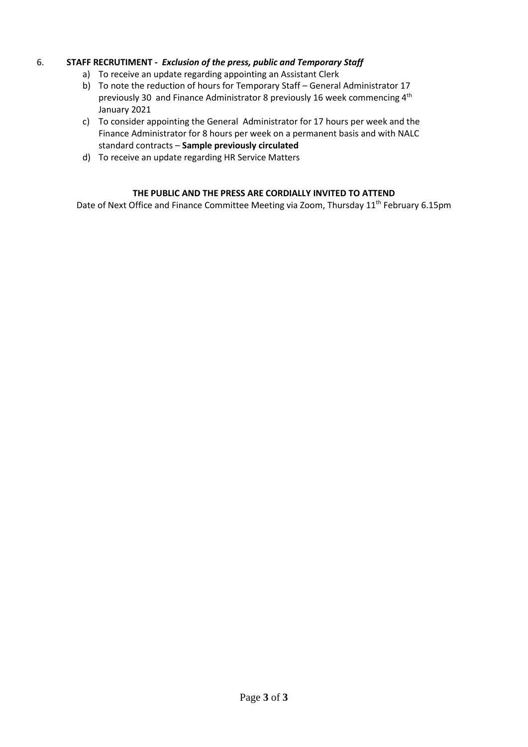6. **STAFF RECRUTIMENT -** ***Exclusion of the press, public and Temporary Staff***

   a) To receive an update regarding appointing an Assistant Clerk
   b) To note the reduction of hours for Temporary Staff – General Administrator 17 previously 30 and Finance Administrator 8 previously 16 week commencing 4th January 2021
   c) To consider appointing the General Administrator for 17 hours per week and the Finance Administrator for 8 hours per week on a permanent basis and with NALC standard contracts – **Sample previously circulated**
   d) To receive an update regarding HR Service Matters

**THE PUBLIC AND THE PRESS ARE CORDIALLY INVITED TO ATTEND**

Date of Next Office and Finance Committee Meeting via Zoom, Thursday 11th February 6.15pm